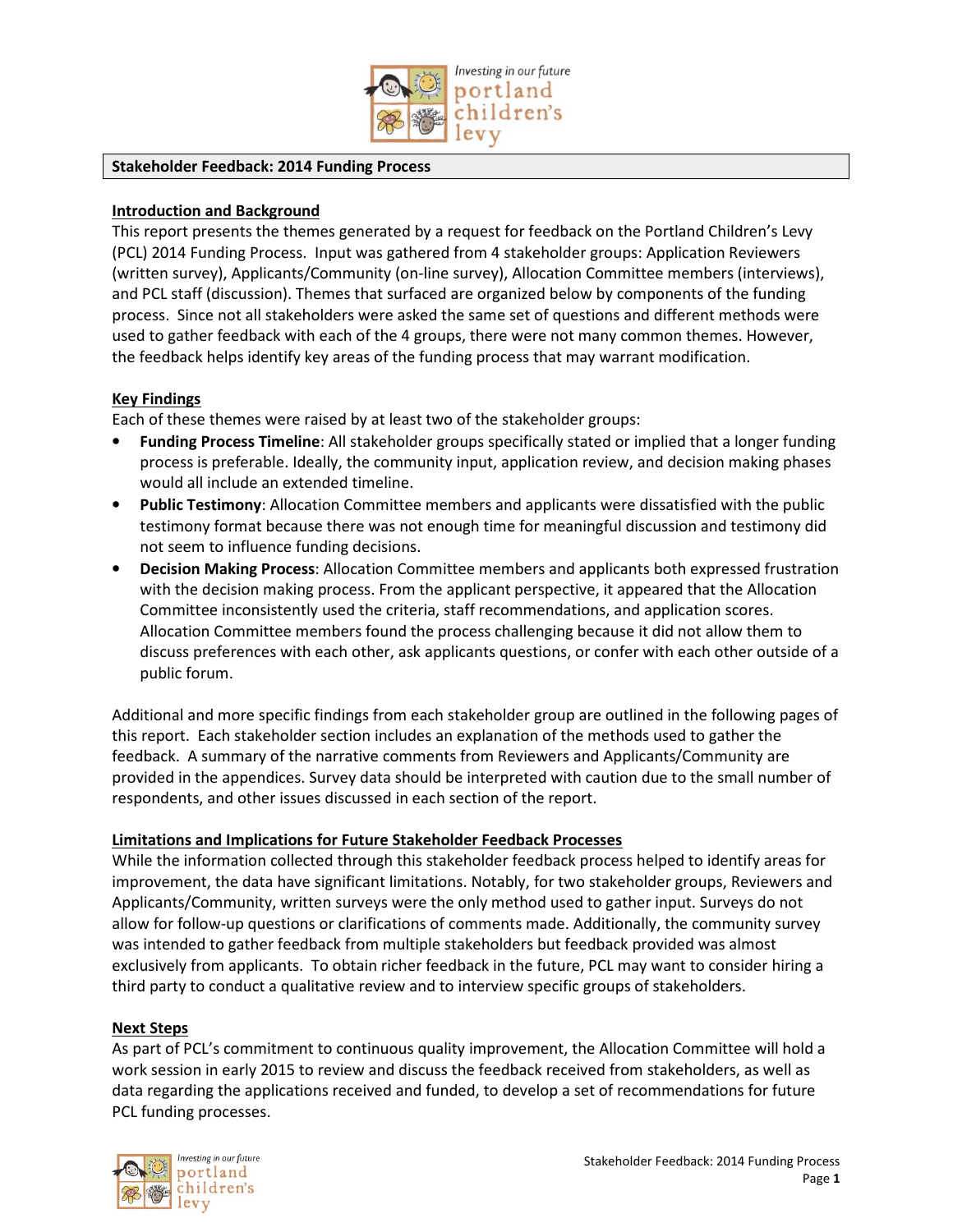# Stakeholder Feedback: 2014 Funding Process

## Introduction and Background

This report presents the themes generated by a request for feedback on the Portland Children's Levy (PCL) 2014 Funding Process. Input was gathered from 4 stakeholder groups: Application Reviewers (written survey), Applicants/Community (on-line survey), Allocation Committee members (interviews), and PCL staff (discussion). Themes that surfaced are organized below by components of the funding process. Since not all stakeholders were asked the same set of questions and different methods were used to gather feedback with each of the 4 groups, there were not many common themes. However, the feedback helps identify key areas of the funding process that may warrant modification.

## Key Findings

Each of these themes were raised by at least two of the stakeholder groups:

- **Funding Process Timeline**: All stakeholder groups specifically stated or implied that a longer funding process is preferable. Ideally, the community input, application review, and decision making phases would all include an extended timeline.
- **Public Testimony**: Allocation Committee members and applicants were dissatisfied with the public testimony format because there was not enough time for meaningful discussion and testimony did not seem to influence funding decisions.
- **Decision Making Process**: Allocation Committee members and applicants both expressed frustration with the decision making process. From the applicant perspective, it appeared that the Allocation Committee inconsistently used the criteria, staff recommendations, and application scores. Allocation Committee members found the process challenging because it did not allow them to discuss preferences with each other, ask applicants questions, or confer with each other outside of a public forum.

Additional and more specific findings from each stakeholder group are outlined in the following pages of this report. Each stakeholder section includes an explanation of the methods used to gather the feedback. A summary of the narrative comments from Reviewers and Applicants/Community are provided in the appendices. Survey data should be interpreted with caution due to the small number of respondents, and other issues discussed in each section of the report.

## Limitations and Implications for Future Stakeholder Feedback Processes

While the information collected through this stakeholder feedback process helped to identify areas for improvement, the data have significant limitations. Notably, for two stakeholder groups, Reviewers and Applicants/Community, written surveys were the only method used to gather input. Surveys do not allow for follow-up questions or clarifications of comments made. Additionally, the community survey was intended to gather feedback from multiple stakeholders but feedback provided was almost exclusively from applicants. To obtain richer feedback in the future, PCL may want to consider hiring a third party to conduct a qualitative review and to interview specific groups of stakeholders.

## Next Steps

As part of PCL's commitment to continuous quality improvement, the Allocation Committee will hold a work session in early 2015 to review and discuss the feedback received from stakeholders, as well as data regarding the applications received and funded, to develop a set of recommendations for future PCL funding processes.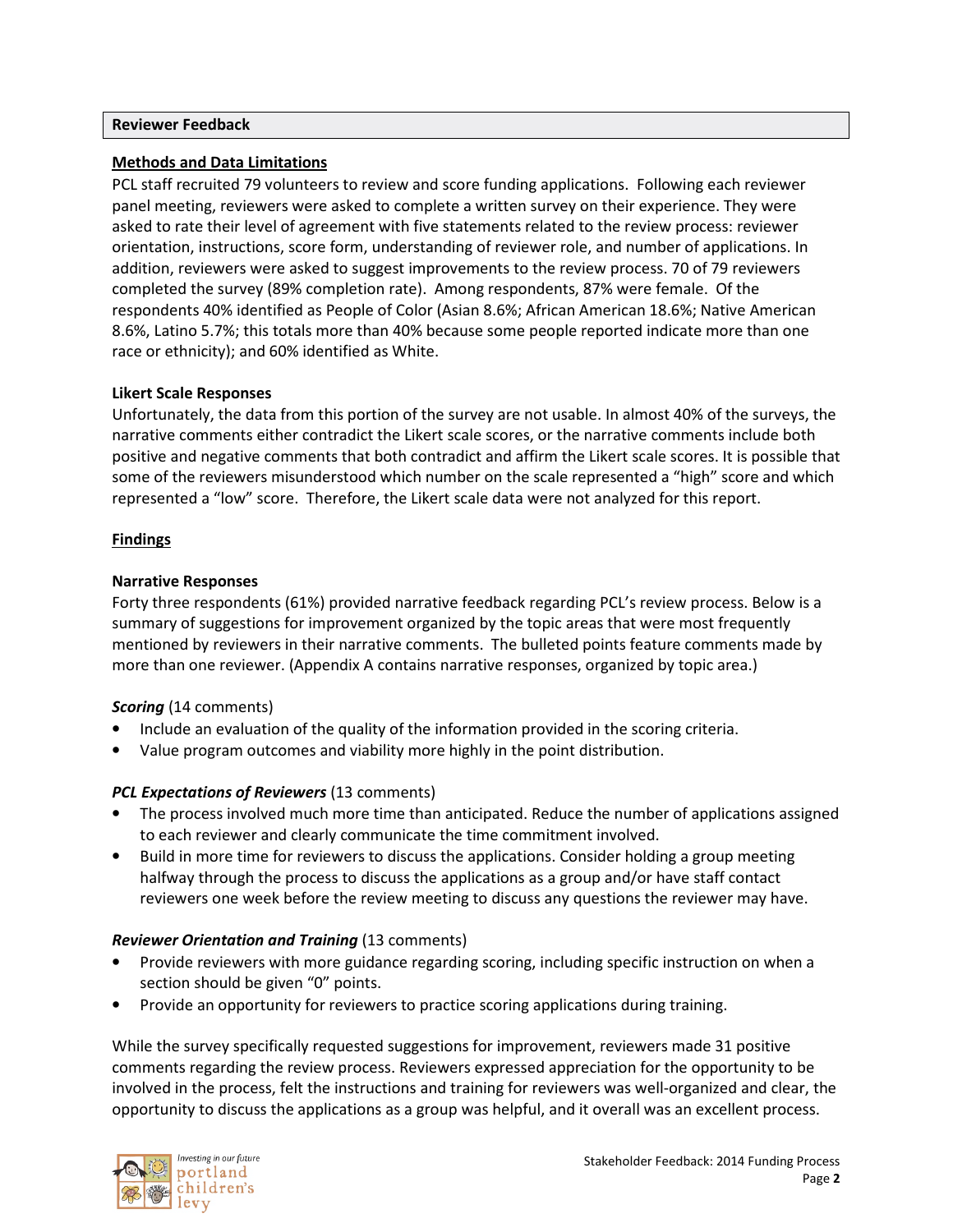## Reviewer Feedback

### Methods and Data Limitations

PCL staff recruited 79 volunteers to review and score funding applications. Following each reviewer panel meeting, reviewers were asked to complete a written survey on their experience. They were asked to rate their level of agreement with five statements related to the review process: reviewer orientation, instructions, score form, understanding of reviewer role, and number of applications. In addition, reviewers were asked to suggest improvements to the review process. 70 of 79 reviewers completed the survey (89% completion rate). Among respondents, 87% were female. Of the respondents 40% identified as People of Color (Asian 8.6%; African American 18.6%; Native American 8.6%, Latino 5.7%; this totals more than 40% because some people reported indicate more than one race or ethnicity); and 60% identified as White.

### Likert Scale Responses

Unfortunately, the data from this portion of the survey are not usable. In almost 40% of the surveys, the narrative comments either contradict the Likert scale scores, or the narrative comments include both positive and negative comments that both contradict and affirm the Likert scale scores. It is possible that some of the reviewers misunderstood which number on the scale represented a "high" score and which represented a "low" score. Therefore, the Likert scale data were not analyzed for this report.

### Findings

#### Narrative Responses

Forty three respondents (61%) provided narrative feedback regarding PCL's review process. Below is a summary of suggestions for improvement organized by the topic areas that were most frequently mentioned by reviewers in their narrative comments. The bulleted points feature comments made by more than one reviewer. (Appendix A contains narrative responses, organized by topic area.)

***Scoring*** (14 comments)

- Include an evaluation of the quality of the information provided in the scoring criteria.
- Value program outcomes and viability more highly in the point distribution.

***PCL Expectations of Reviewers*** (13 comments)

- The process involved much more time than anticipated. Reduce the number of applications assigned to each reviewer and clearly communicate the time commitment involved.
- Build in more time for reviewers to discuss the applications. Consider holding a group meeting halfway through the process to discuss the applications as a group and/or have staff contact reviewers one week before the review meeting to discuss any questions the reviewer may have.

***Reviewer Orientation and Training*** (13 comments)

- Provide reviewers with more guidance regarding scoring, including specific instruction on when a section should be given "0" points.
- Provide an opportunity for reviewers to practice scoring applications during training.

While the survey specifically requested suggestions for improvement, reviewers made 31 positive comments regarding the review process. Reviewers expressed appreciation for the opportunity to be involved in the process, felt the instructions and training for reviewers was well-organized and clear, the opportunity to discuss the applications as a group was helpful, and it overall was an excellent process.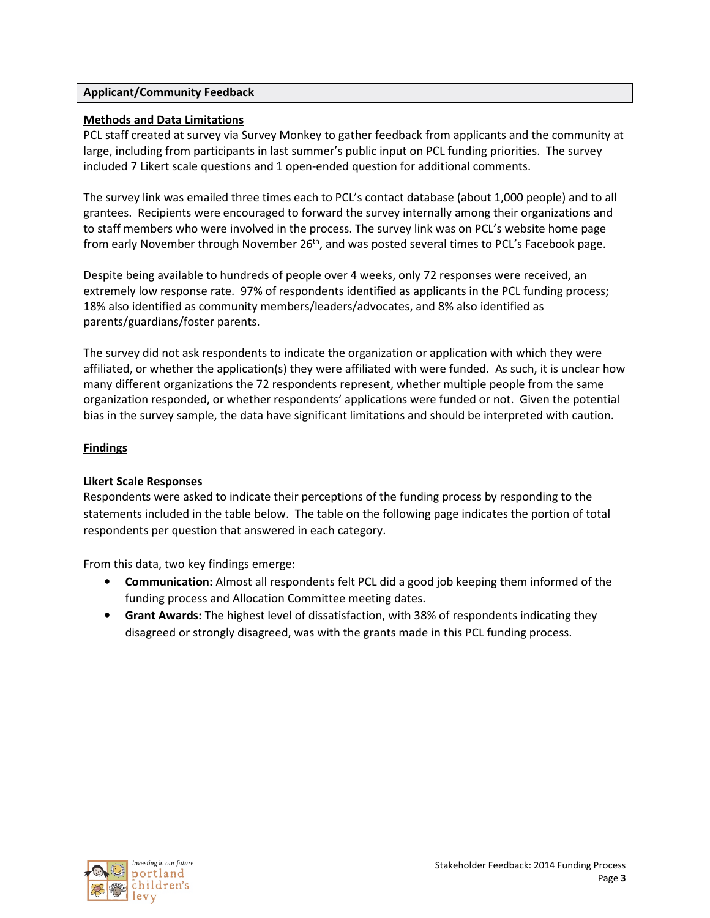## Applicant/Community Feedback

**Methods and Data Limitations**

PCL staff created at survey via Survey Monkey to gather feedback from applicants and the community at large, including from participants in last summer's public input on PCL funding priorities. The survey included 7 Likert scale questions and 1 open-ended question for additional comments.

The survey link was emailed three times each to PCL's contact database (about 1,000 people) and to all grantees. Recipients were encouraged to forward the survey internally among their organizations and to staff members who were involved in the process. The survey link was on PCL's website home page from early November through November 26th, and was posted several times to PCL's Facebook page.

Despite being available to hundreds of people over 4 weeks, only 72 responses were received, an extremely low response rate. 97% of respondents identified as applicants in the PCL funding process; 18% also identified as community members/leaders/advocates, and 8% also identified as parents/guardians/foster parents.

The survey did not ask respondents to indicate the organization or application with which they were affiliated, or whether the application(s) they were affiliated with were funded. As such, it is unclear how many different organizations the 72 respondents represent, whether multiple people from the same organization responded, or whether respondents' applications were funded or not. Given the potential bias in the survey sample, the data have significant limitations and should be interpreted with caution.

**Findings**

**Likert Scale Responses**

Respondents were asked to indicate their perceptions of the funding process by responding to the statements included in the table below. The table on the following page indicates the portion of total respondents per question that answered in each category.

From this data, two key findings emerge:

- **Communication:** Almost all respondents felt PCL did a good job keeping them informed of the funding process and Allocation Committee meeting dates.
- **Grant Awards:** The highest level of dissatisfaction, with 38% of respondents indicating they disagreed or strongly disagreed, was with the grants made in this PCL funding process.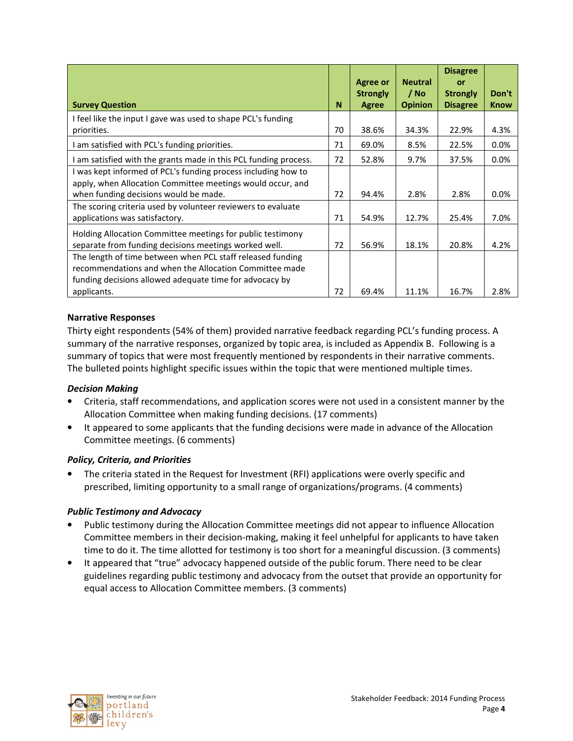| Survey Question | N | Agree or Strongly Agree | Neutral / No Opinion | Disagree or Strongly Disagree | Don't Know |
|---|---|---|---|---|---|
| I feel like the input I gave was used to shape PCL's funding priorities. | 70 | 38.6% | 34.3% | 22.9% | 4.3% |
| I am satisfied with PCL's funding priorities. | 71 | 69.0% | 8.5% | 22.5% | 0.0% |
| I am satisfied with the grants made in this PCL funding process. | 72 | 52.8% | 9.7% | 37.5% | 0.0% |
| I was kept informed of PCL's funding process including how to apply, when Allocation Committee meetings would occur, and when funding decisions would be made. | 72 | 94.4% | 2.8% | 2.8% | 0.0% |
| The scoring criteria used by volunteer reviewers to evaluate applications was satisfactory. | 71 | 54.9% | 12.7% | 25.4% | 7.0% |
| Holding Allocation Committee meetings for public testimony separate from funding decisions meetings worked well. | 72 | 56.9% | 18.1% | 20.8% | 4.2% |
| The length of time between when PCL staff released funding recommendations and when the Allocation Committee made funding decisions allowed adequate time for advocacy by applicants. | 72 | 69.4% | 11.1% | 16.7% | 2.8% |

**Narrative Responses**

Thirty eight respondents (54% of them) provided narrative feedback regarding PCL's funding process. A summary of the narrative responses, organized by topic area, is included as Appendix B. Following is a summary of topics that were most frequently mentioned by respondents in their narrative comments. The bulleted points highlight specific issues within the topic that were mentioned multiple times.

***Decision Making***

- Criteria, staff recommendations, and application scores were not used in a consistent manner by the Allocation Committee when making funding decisions. (17 comments)
- It appeared to some applicants that the funding decisions were made in advance of the Allocation Committee meetings. (6 comments)

***Policy, Criteria, and Priorities***

- The criteria stated in the Request for Investment (RFI) applications were overly specific and prescribed, limiting opportunity to a small range of organizations/programs. (4 comments)

***Public Testimony and Advocacy***

- Public testimony during the Allocation Committee meetings did not appear to influence Allocation Committee members in their decision-making, making it feel unhelpful for applicants to have taken time to do it. The time allotted for testimony is too short for a meaningful discussion. (3 comments)
- It appeared that "true" advocacy happened outside of the public forum. There need to be clear guidelines regarding public testimony and advocacy from the outset that provide an opportunity for equal access to Allocation Committee members. (3 comments)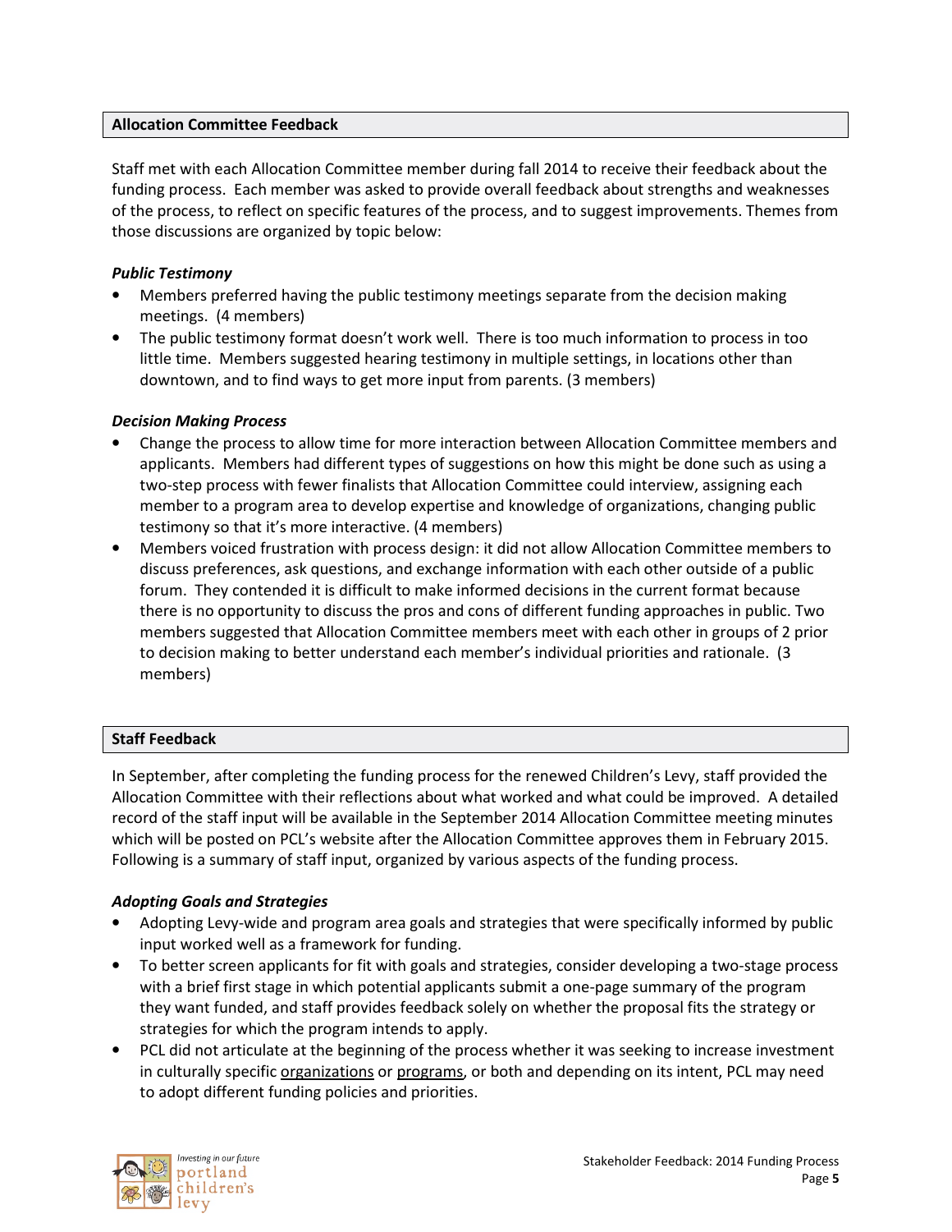## Allocation Committee Feedback

Staff met with each Allocation Committee member during fall 2014 to receive their feedback about the funding process. Each member was asked to provide overall feedback about strengths and weaknesses of the process, to reflect on specific features of the process, and to suggest improvements. Themes from those discussions are organized by topic below:

### *Public Testimony*

- Members preferred having the public testimony meetings separate from the decision making meetings. (4 members)
- The public testimony format doesn't work well. There is too much information to process in too little time. Members suggested hearing testimony in multiple settings, in locations other than downtown, and to find ways to get more input from parents. (3 members)

### *Decision Making Process*

- Change the process to allow time for more interaction between Allocation Committee members and applicants. Members had different types of suggestions on how this might be done such as using a two-step process with fewer finalists that Allocation Committee could interview, assigning each member to a program area to develop expertise and knowledge of organizations, changing public testimony so that it's more interactive. (4 members)
- Members voiced frustration with process design: it did not allow Allocation Committee members to discuss preferences, ask questions, and exchange information with each other outside of a public forum. They contended it is difficult to make informed decisions in the current format because there is no opportunity to discuss the pros and cons of different funding approaches in public. Two members suggested that Allocation Committee members meet with each other in groups of 2 prior to decision making to better understand each member's individual priorities and rationale. (3 members)

## Staff Feedback

In September, after completing the funding process for the renewed Children's Levy, staff provided the Allocation Committee with their reflections about what worked and what could be improved. A detailed record of the staff input will be available in the September 2014 Allocation Committee meeting minutes which will be posted on PCL's website after the Allocation Committee approves them in February 2015. Following is a summary of staff input, organized by various aspects of the funding process.

### *Adopting Goals and Strategies*

- Adopting Levy-wide and program area goals and strategies that were specifically informed by public input worked well as a framework for funding.
- To better screen applicants for fit with goals and strategies, consider developing a two-stage process with a brief first stage in which potential applicants submit a one-page summary of the program they want funded, and staff provides feedback solely on whether the proposal fits the strategy or strategies for which the program intends to apply.
- PCL did not articulate at the beginning of the process whether it was seeking to increase investment in culturally specific <u>organizations</u> or <u>programs</u>, or both and depending on its intent, PCL may need to adopt different funding policies and priorities.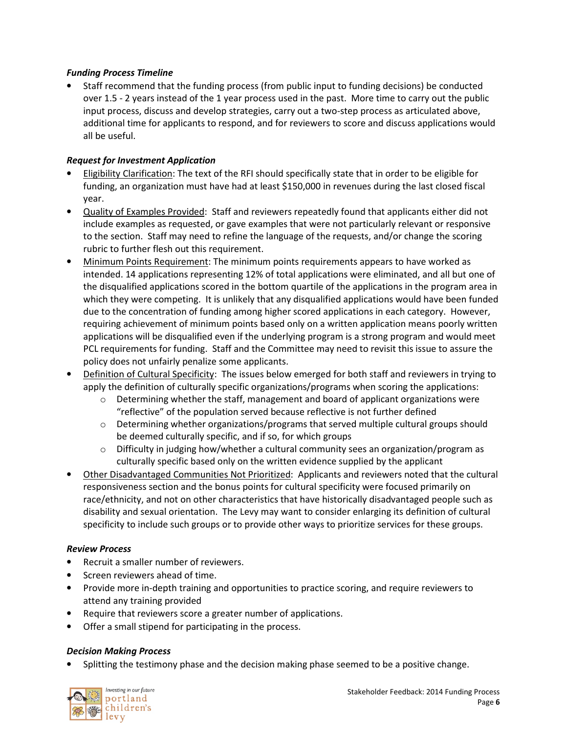***Funding Process Timeline***

- Staff recommend that the funding process (from public input to funding decisions) be conducted over 1.5 - 2 years instead of the 1 year process used in the past. More time to carry out the public input process, discuss and develop strategies, carry out a two-step process as articulated above, additional time for applicants to respond, and for reviewers to score and discuss applications would all be useful.

***Request for Investment Application***

- Eligibility Clarification: The text of the RFI should specifically state that in order to be eligible for funding, an organization must have had at least $150,000 in revenues during the last closed fiscal year.
- Quality of Examples Provided: Staff and reviewers repeatedly found that applicants either did not include examples as requested, or gave examples that were not particularly relevant or responsive to the section. Staff may need to refine the language of the requests, and/or change the scoring rubric to further flesh out this requirement.
- Minimum Points Requirement: The minimum points requirements appears to have worked as intended. 14 applications representing 12% of total applications were eliminated, and all but one of the disqualified applications scored in the bottom quartile of the applications in the program area in which they were competing. It is unlikely that any disqualified applications would have been funded due to the concentration of funding among higher scored applications in each category. However, requiring achievement of minimum points based only on a written application means poorly written applications will be disqualified even if the underlying program is a strong program and would meet PCL requirements for funding. Staff and the Committee may need to revisit this issue to assure the policy does not unfairly penalize some applicants.
- Definition of Cultural Specificity: The issues below emerged for both staff and reviewers in trying to apply the definition of culturally specific organizations/programs when scoring the applications:
  - Determining whether the staff, management and board of applicant organizations were "reflective" of the population served because reflective is not further defined
  - Determining whether organizations/programs that served multiple cultural groups should be deemed culturally specific, and if so, for which groups
  - Difficulty in judging how/whether a cultural community sees an organization/program as culturally specific based only on the written evidence supplied by the applicant
- Other Disadvantaged Communities Not Prioritized: Applicants and reviewers noted that the cultural responsiveness section and the bonus points for cultural specificity were focused primarily on race/ethnicity, and not on other characteristics that have historically disadvantaged people such as disability and sexual orientation. The Levy may want to consider enlarging its definition of cultural specificity to include such groups or to provide other ways to prioritize services for these groups.

***Review Process***

- Recruit a smaller number of reviewers.
- Screen reviewers ahead of time.
- Provide more in-depth training and opportunities to practice scoring, and require reviewers to attend any training provided
- Require that reviewers score a greater number of applications.
- Offer a small stipend for participating in the process.

***Decision Making Process***

- Splitting the testimony phase and the decision making phase seemed to be a positive change.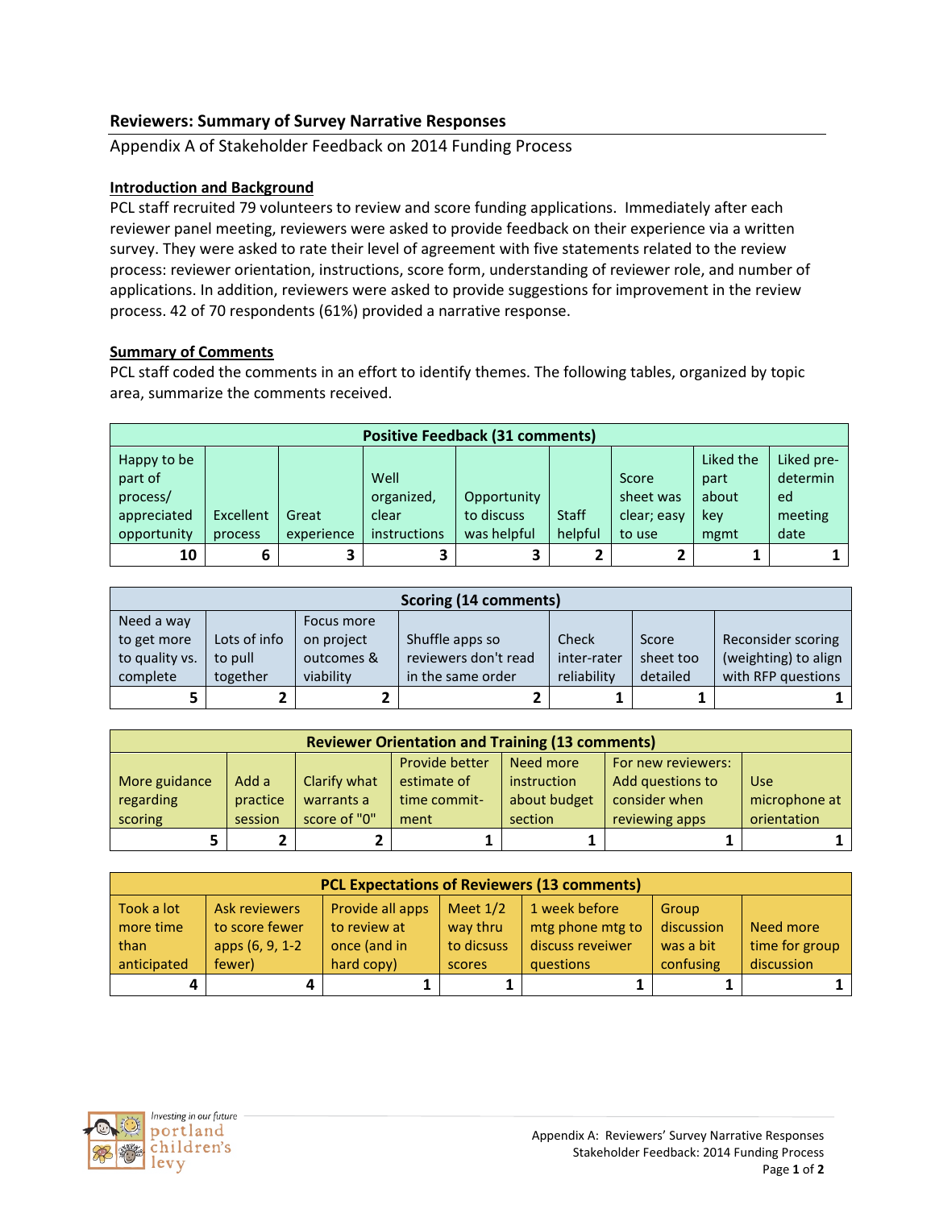## Reviewers: Summary of Survey Narrative Responses

Appendix A of Stakeholder Feedback on 2014 Funding Process

### Introduction and Background

PCL staff recruited 79 volunteers to review and score funding applications. Immediately after each reviewer panel meeting, reviewers were asked to provide feedback on their experience via a written survey. They were asked to rate their level of agreement with five statements related to the review process: reviewer orientation, instructions, score form, understanding of reviewer role, and number of applications. In addition, reviewers were asked to provide suggestions for improvement in the review process. 42 of 70 respondents (61%) provided a narrative response.

### Summary of Comments

PCL staff coded the comments in an effort to identify themes. The following tables, organized by topic area, summarize the comments received.

| Positive Feedback (31 comments) | | | | | | | | |
|---|---|---|---|---|---|---|---|---|
| Happy to be part of process/ appreciated opportunity | Excellent process | Great experience | Well organized, clear instructions | Opportunity to discuss was helpful | Staff helpful | Score sheet was clear; easy to use | Liked the part about key mgmt | Liked pre-determined meeting date |
| 10 | 6 | 3 | 3 | 3 | 2 | 2 | 1 | 1 |

| Scoring (14 comments) | | | | | | |
|---|---|---|---|---|---|---|
| Need a way to get more to quality vs. complete | Lots of info to pull together | Focus more on project outcomes & viability | Shuffle apps so reviewers don't read in the same order | Check inter-rater reliability | Score sheet too detailed | Reconsider scoring (weighting) to align with RFP questions |
| 5 | 2 | 2 | 2 | 1 | 1 | 1 |

| Reviewer Orientation and Training (13 comments) | | | | | | |
|---|---|---|---|---|---|---|
| More guidance regarding scoring | Add a practice session | Clarify what warrants a score of "0" | Provide better estimate of time commit-ment | Need more instruction about budget section | For new reviewers: Add questions to consider when reviewing apps | Use microphone at orientation |
| 5 | 2 | 2 | 1 | 1 | 1 | 1 |

| PCL Expectations of Reviewers (13 comments) | | | | | | |
|---|---|---|---|---|---|---|
| Took a lot more time than anticipated | Ask reviewers to score fewer apps (6, 9, 1-2 fewer) | Provide all apps to review at once (and in hard copy) | Meet 1/2 way thru to dicsuss scores | 1 week before mtg phone mtg to discuss reveiwer questions | Group discussion was a bit confusing | Need more time for group discussion |
| 4 | 4 | 1 | 1 | 1 | 1 | 1 |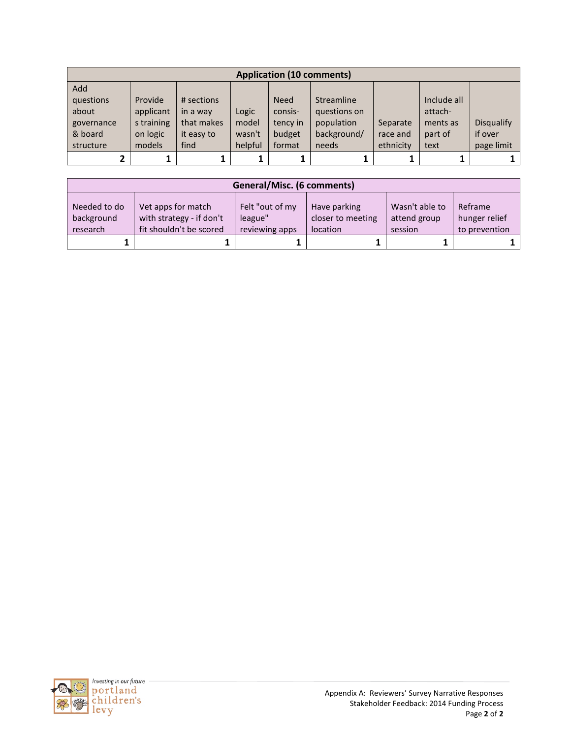| Application (10 comments) | | | | | | | | |
|---|---|---|---|---|---|---|---|---|
| Add questions about governance & board structure | Provide applicants training on logic models | # sections in a way that makes it easy to find | Logic model wasn't helpful | Need consis-tency in budget format | Streamline questions on population background/ needs | Separate race and ethnicity | Include all attach-ments as part of text | Disqualify if over page limit |
| 2 | 1 | 1 | 1 | 1 | 1 | 1 | 1 | 1 |

| General/Misc. (6 comments) | | | | | |
|---|---|---|---|---|---|
| Needed to do background research | Vet apps for match with strategy - if don't fit shouldn't be scored | Felt "out of my league" reviewing apps | Have parking closer to meeting location | Wasn't able to attend group session | Reframe hunger relief to prevention |
| 1 | 1 | 1 | 1 | 1 | 1 |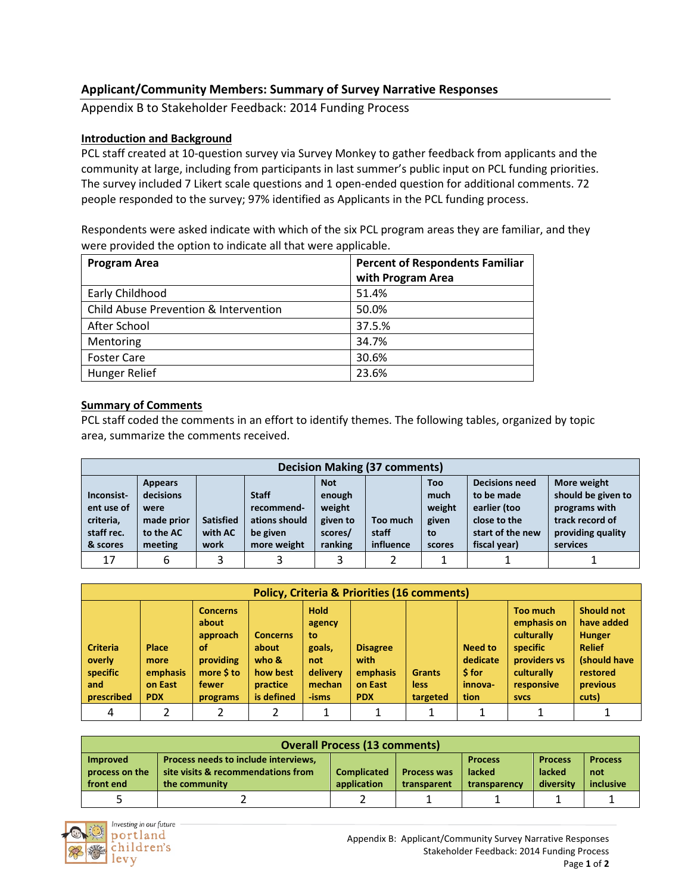## Applicant/Community Members: Summary of Survey Narrative Responses

Appendix B to Stakeholder Feedback: 2014 Funding Process

**Introduction and Background**

PCL staff created at 10-question survey via Survey Monkey to gather feedback from applicants and the community at large, including from participants in last summer's public input on PCL funding priorities. The survey included 7 Likert scale questions and 1 open-ended question for additional comments. 72 people responded to the survey; 97% identified as Applicants in the PCL funding process.

Respondents were asked indicate with which of the six PCL program areas they are familiar, and they were provided the option to indicate all that were applicable.

| Program Area | Percent of Respondents Familiar with Program Area |
|---|---|
| Early Childhood | 51.4% |
| Child Abuse Prevention & Intervention | 50.0% |
| After School | 37.5.% |
| Mentoring | 34.7% |
| Foster Care | 30.6% |
| Hunger Relief | 23.6% |

**Summary of Comments**

PCL staff coded the comments in an effort to identify themes. The following tables, organized by topic area, summarize the comments received.

| Decision Making (37 comments) | | | | | | | | |
|---|---|---|---|---|---|---|---|---|
| Inconsistent use of criteria, staff rec. & scores | Appears decisions were made prior to the AC meeting | Satisfied with AC work | Staff recommendations should be given more weight | Not enough weight given to scores/ ranking | Too much staff influence | Too much weight given to scores | Decisions need to be made earlier (too close to the start of the new fiscal year) | More weight should be given to programs with track record of providing quality services |
| 17 | 6 | 3 | 3 | 3 | 2 | 1 | 1 | 1 |

| Policy, Criteria & Priorities (16 comments) | | | | | | | | | |
|---|---|---|---|---|---|---|---|---|---|
| Criteria overly specific and prescribed | Place more emphasis on East PDX | Concerns about approach of providing more $ to fewer programs | Concerns about who & how best practice is defined | Hold agency to goals, not delivery mechanisms | Disagree with emphasis on East PDX | Grants less targeted | Need to dedicate $ for innovation | Too much emphasis on culturally specific providers vs culturally responsive svcs | Should not have added Hunger Relief (should have restored previous cuts) |
| 4 | 2 | 2 | 2 | 1 | 1 | 1 | 1 | 1 | 1 |

| Overall Process (13 comments) | | | | | | |
|---|---|---|---|---|---|---|
| Improved process on the front end | Process needs to include interviews, site visits & recommendations from the community | Complicated application | Process was transparent | Process lacked transparency | Process lacked diversity | Process not inclusive |
| 5 | 2 | 2 | 1 | 1 | 1 | 1 |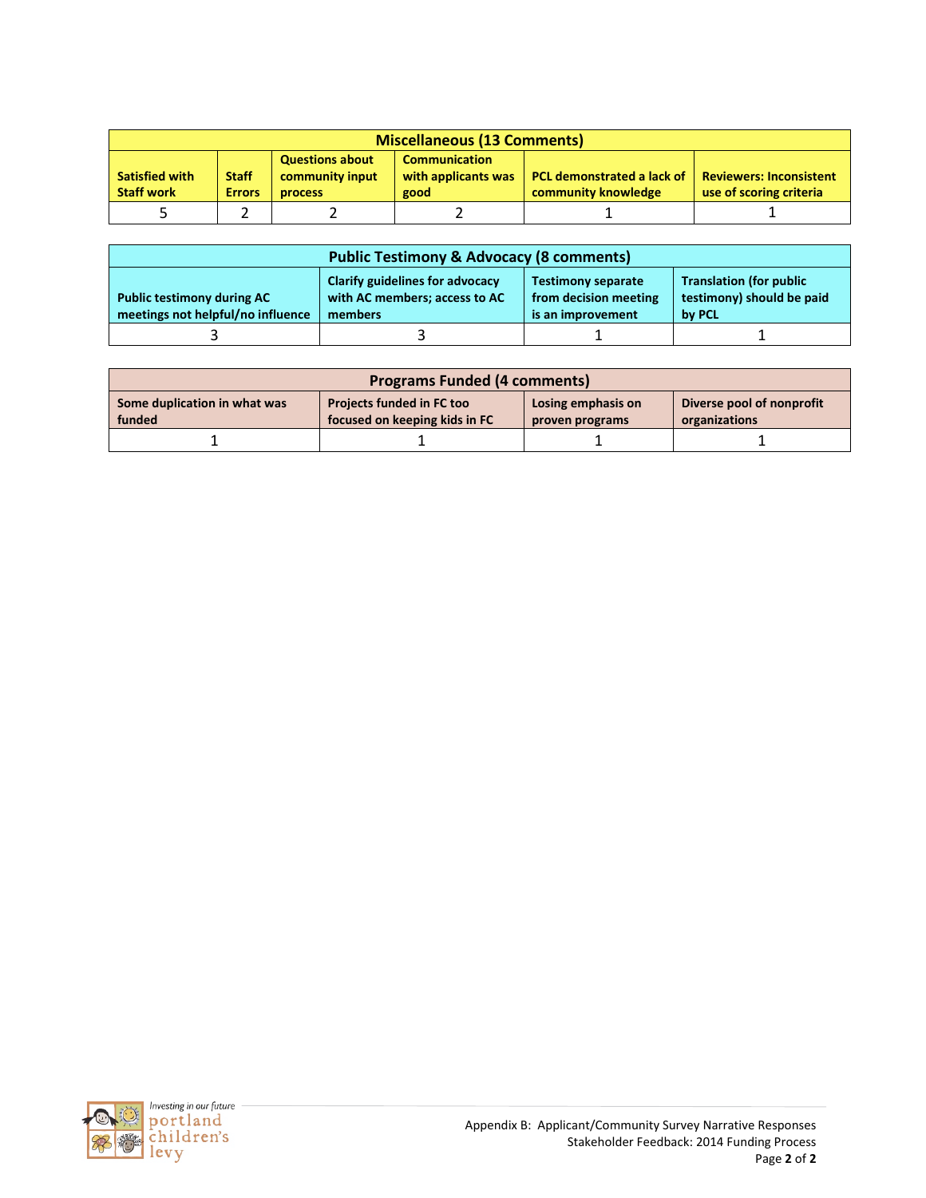| Miscellaneous (13 Comments) | | | | | |
|---|---|---|---|---|---|
| Satisfied with Staff work | Staff Errors | Questions about community input process | Communication with applicants was good | PCL demonstrated a lack of community knowledge | Reviewers: Inconsistent use of scoring criteria |
| 5 | 2 | 2 | 2 | 1 | 1 |

| Public Testimony & Advocacy (8 comments) | | | |
|---|---|---|---|
| Public testimony during AC meetings not helpful/no influence | Clarify guidelines for advocacy with AC members; access to AC members | Testimony separate from decision meeting is an improvement | Translation (for public testimony) should be paid by PCL |
| 3 | 3 | 1 | 1 |

| Programs Funded (4 comments) | | | |
|---|---|---|---|
| Some duplication in what was funded | Projects funded in FC too focused on keeping kids in FC | Losing emphasis on proven programs | Diverse pool of nonprofit organizations |
| 1 | 1 | 1 | 1 |